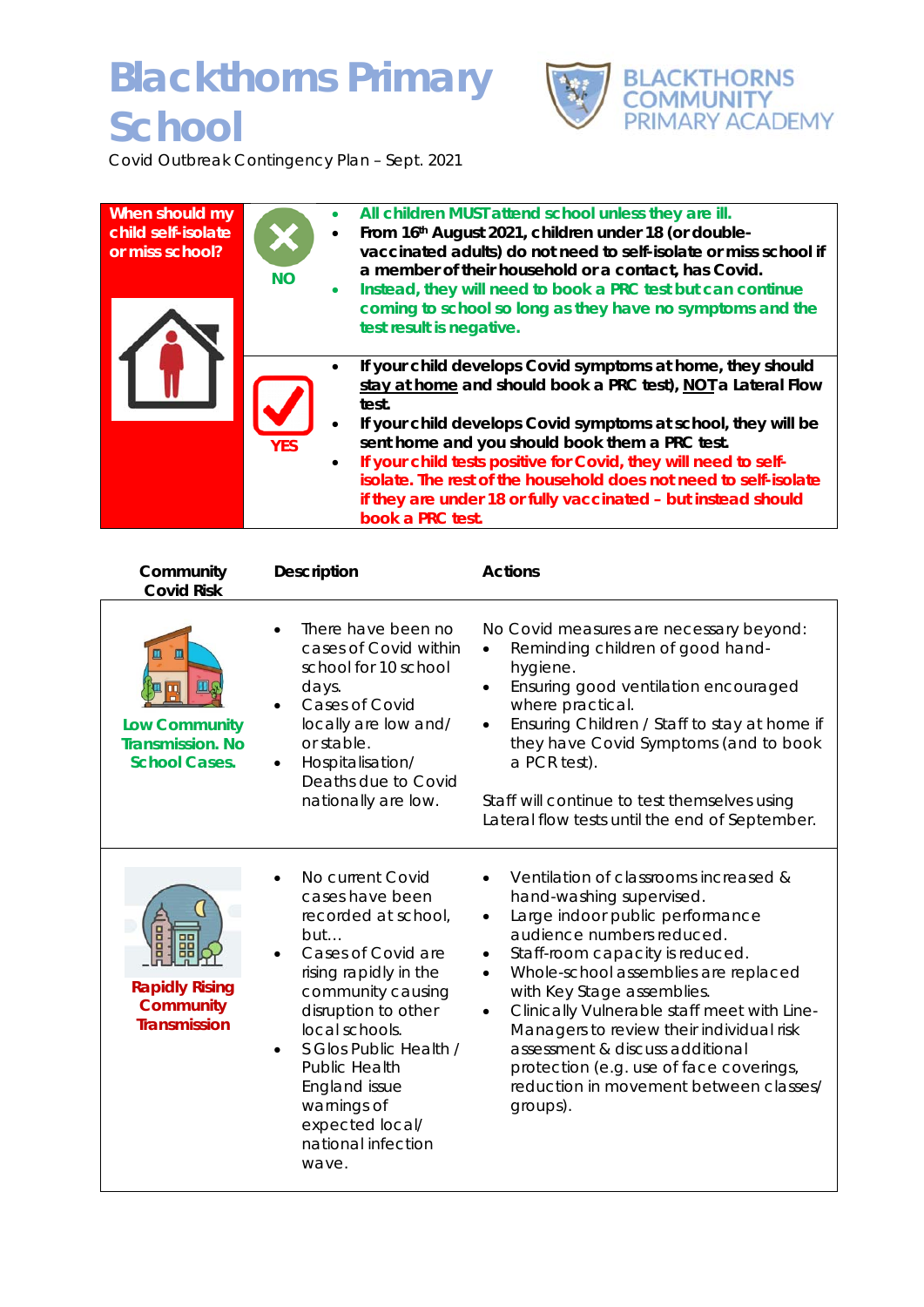# Blackthorns Primary School

BLACKTHORNS COMMUNITY PRIMARY ACADEMY

Covid Outbreak Contingency Plan – Sept. 2021

| When should my child self-isolate or miss school? | | |
|---|---|---|
| | NO | • **All children MUST attend school unless they are ill.**<br>• **From 16th August 2021, children under 18 (or double-vaccinated adults) do not need to self-isolate or miss school if a member of their household or a contact, has Covid.**<br>• **Instead, they will need to book a PRC test but can continue coming to school so long as they have no symptoms and the test result is negative.** |
| | YES | • **If your child develops Covid symptoms at home, they should stay at home and should book a PRC test), NOT a Lateral Flow test.**<br>• **If your child develops Covid symptoms at school, they will be sent home and you should book them a PRC test.**<br>• **If your child tests positive for Covid, they will need to self-isolate. The rest of the household does not need to self-isolate if they are under 18 or fully vaccinated – but instead should book a PRC test.** |

| Community Covid Risk | Description | Actions |
|---|---|---|
| **Low Community Transmission. No School Cases.** | • There have been no cases of Covid within school for 10 school days.<br>• Cases of Covid locally are low and/ or stable.<br>• Hospitalisation/ Deaths due to Covid nationally are low. | No Covid measures are necessary beyond:<br>• Reminding children of good hand-hygiene.<br>• Ensuring good ventilation encouraged where practical.<br>• Ensuring Children / Staff to stay at home if they have Covid Symptoms (and to book a PCR test).<br><br>Staff will continue to test themselves using Lateral flow tests until the end of September. |
| **Rapidly Rising Community Transmission** | • No current Covid cases have been recorded at school, but…<br>• Cases of Covid are rising rapidly in the community causing disruption to other local schools.<br>• S Glos Public Health / Public Health England issue warnings of expected local/ national infection wave. | • Ventilation of classrooms increased & hand-washing supervised.<br>• Large indoor public performance audience numbers reduced.<br>• Staff-room capacity is reduced.<br>• Whole-school assemblies are replaced with Key Stage assemblies.<br>• Clinically Vulnerable staff meet with Line-Managers to review their individual risk assessment & discuss additional protection (e.g. use of face coverings, reduction in movement between classes/ groups). |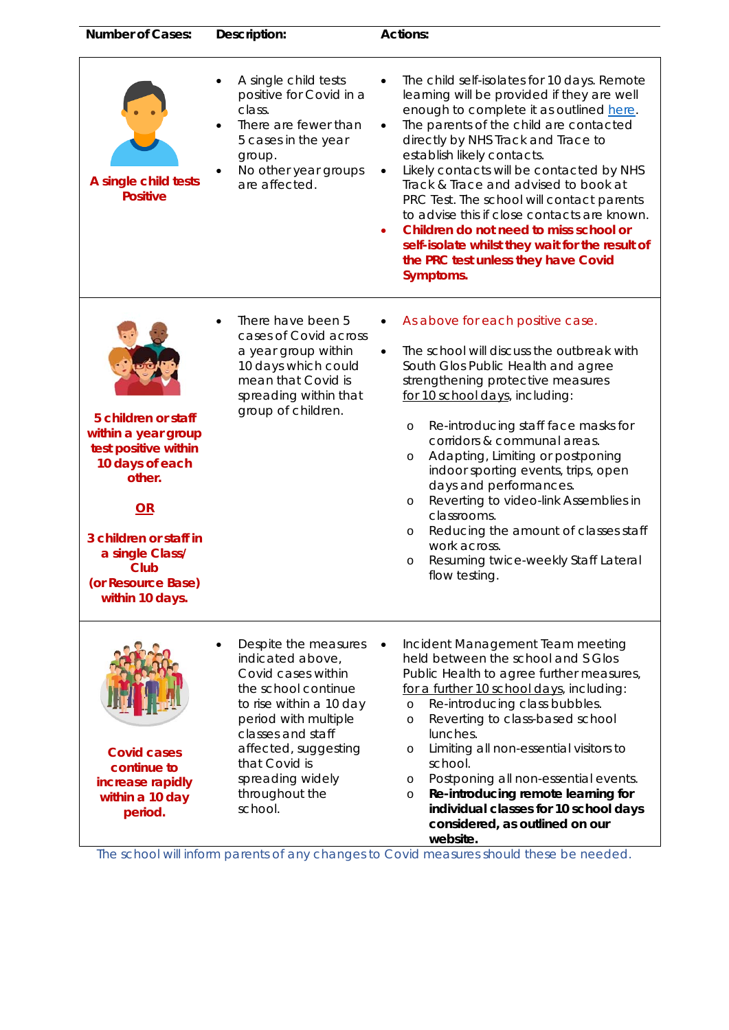| Number of Cases: | Description: | Actions: |
|---|---|---|
| **A single child tests Positive** | • A single child tests positive for Covid in a class.<br>• There are fewer than 5 cases in the year group.<br>• No other year groups are affected. | • The child self-isolates for 10 days. Remote learning will be provided if they are well enough to complete it as outlined here.<br>• The parents of the child are contacted directly by NHS Track and Trace to establish likely contacts.<br>• Likely contacts will be contacted by NHS Track & Trace and advised to book at PRC Test. The school will contact parents to advise this if close contacts are known.<br>• **Children do not need to miss school or self-isolate whilst they wait for the result of the PRC test unless they have Covid Symptoms.** |
| **5 children or staff within a year group test positive within 10 days of each other.**<br><br>**OR**<br><br>**3 children or staff in a single Class/ Club (or Resource Base) within 10 days.** | • There have been 5 cases of Covid across a year group within 10 days which could mean that Covid is spreading within that group of children. | • As above for each positive case.<br>• The school will discuss the outbreak with South Glos Public Health and agree strengthening protective measures for 10 school days, including:<br>o Re-introducing staff face masks for corridors & communal areas.<br>o Adapting, Limiting or postponing indoor sporting events, trips, open days and performances.<br>o Reverting to video-link Assemblies in classrooms.<br>o Reducing the amount of classes staff work across.<br>o Resuming twice-weekly Staff Lateral flow testing. |
| **Covid cases continue to increase rapidly within a 10 day period.** | • Despite the measures indicated above, Covid cases within the school continue to rise within a 10 day period with multiple classes and staff affected, suggesting that Covid is spreading widely throughout the school. | • Incident Management Team meeting held between the school and S Glos Public Health to agree further measures, for a further 10 school days, including:<br>o Re-introducing class bubbles.<br>o Reverting to class-based school lunches.<br>o Limiting all non-essential visitors to school.<br>o Postponing all non-essential events.<br>o **Re-introducing remote learning for individual classes for 10 school days considered, as outlined on our website.** |

The school will inform parents of any changes to Covid measures should these be needed.